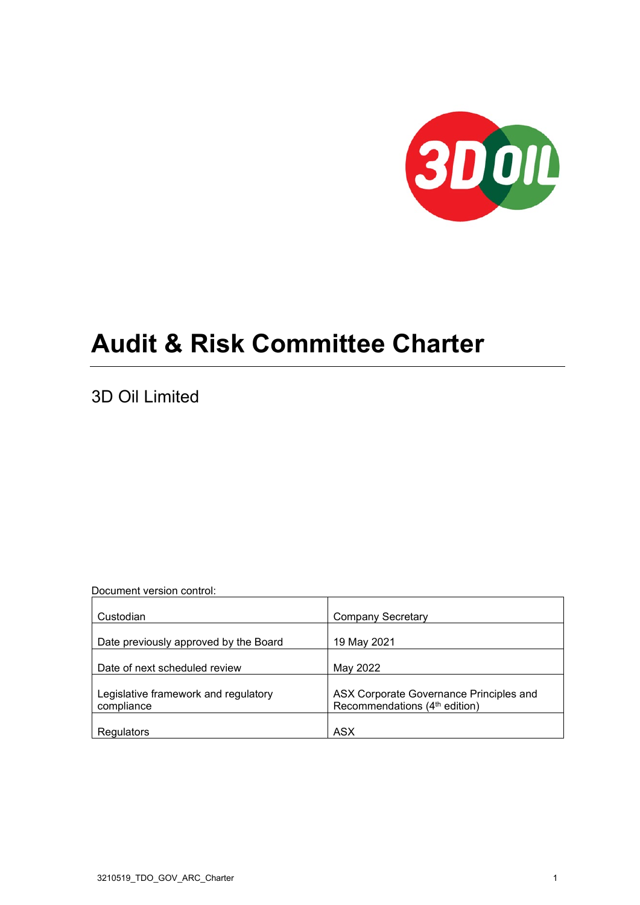# Audit & Risk Committee Charter

3D Oil Limited

Document version control:

| | |
|---|---|
| Custodian | Company Secretary |
| Date previously approved by the Board | 19 May 2021 |
| Date of next scheduled review | May 2022 |
| Legislative framework and regulatory compliance | ASX Corporate Governance Principles and Recommendations (4th edition) |
| Regulators | ASX |

3210519_TDO_GOV_ARC_Charter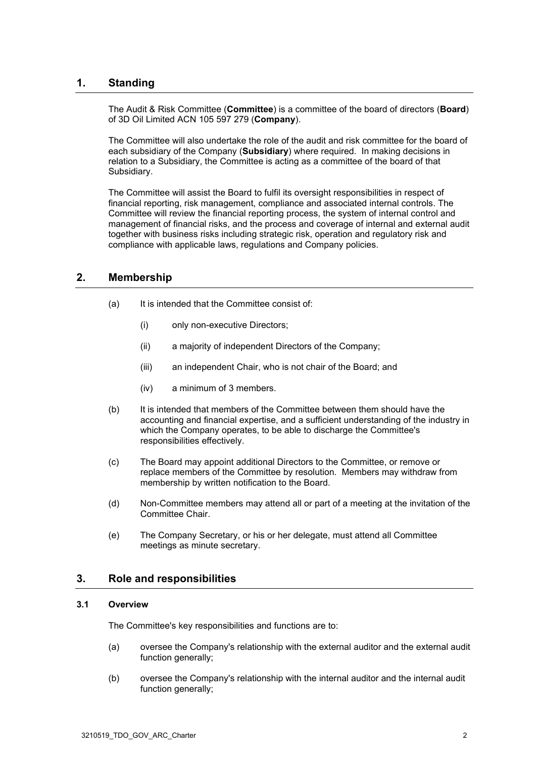## 1. Standing

The Audit & Risk Committee (**Committee**) is a committee of the board of directors (**Board**) of 3D Oil Limited ACN 105 597 279 (**Company**).

The Committee will also undertake the role of the audit and risk committee for the board of each subsidiary of the Company (**Subsidiary**) where required. In making decisions in relation to a Subsidiary, the Committee is acting as a committee of the board of that Subsidiary.

The Committee will assist the Board to fulfil its oversight responsibilities in respect of financial reporting, risk management, compliance and associated internal controls. The Committee will review the financial reporting process, the system of internal control and management of financial risks, and the process and coverage of internal and external audit together with business risks including strategic risk, operation and regulatory risk and compliance with applicable laws, regulations and Company policies.

## 2. Membership

(a) It is intended that the Committee consist of:

  (i) only non-executive Directors;

  (ii) a majority of independent Directors of the Company;

  (iii) an independent Chair, who is not chair of the Board; and

  (iv) a minimum of 3 members.

(b) It is intended that members of the Committee between them should have the accounting and financial expertise, and a sufficient understanding of the industry in which the Company operates, to be able to discharge the Committee's responsibilities effectively.

(c) The Board may appoint additional Directors to the Committee, or remove or replace members of the Committee by resolution. Members may withdraw from membership by written notification to the Board.

(d) Non-Committee members may attend all or part of a meeting at the invitation of the Committee Chair.

(e) The Company Secretary, or his or her delegate, must attend all Committee meetings as minute secretary.

## 3. Role and responsibilities

### 3.1 Overview

The Committee's key responsibilities and functions are to:

(a) oversee the Company's relationship with the external auditor and the external audit function generally;

(b) oversee the Company's relationship with the internal auditor and the internal audit function generally;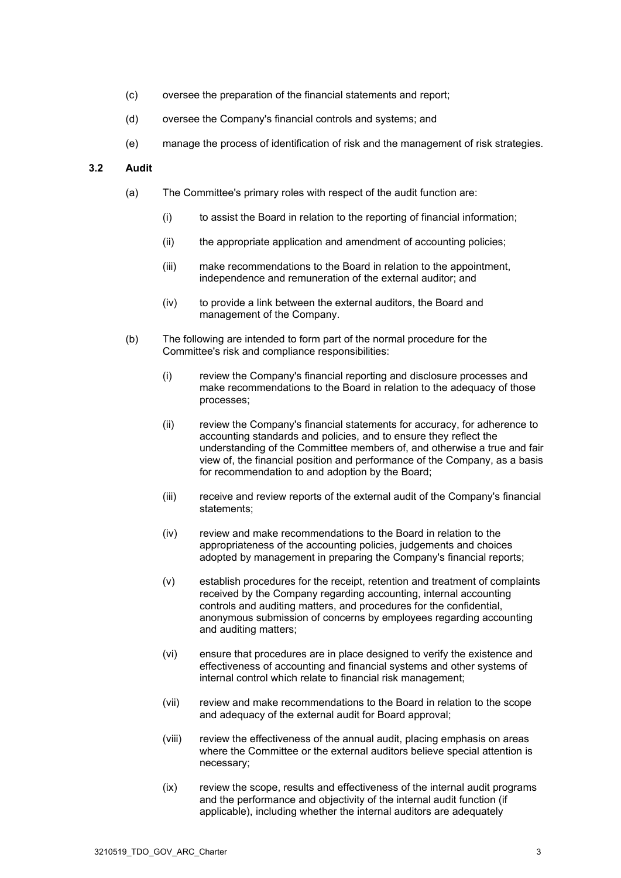(c) oversee the preparation of the financial statements and report;

(d) oversee the Company's financial controls and systems; and

(e) manage the process of identification of risk and the management of risk strategies.

### 3.2 Audit

(a) The Committee's primary roles with respect of the audit function are:

   (i) to assist the Board in relation to the reporting of financial information;

   (ii) the appropriate application and amendment of accounting policies;

   (iii) make recommendations to the Board in relation to the appointment, independence and remuneration of the external auditor; and

   (iv) to provide a link between the external auditors, the Board and management of the Company.

(b) The following are intended to form part of the normal procedure for the Committee's risk and compliance responsibilities:

   (i) review the Company's financial reporting and disclosure processes and make recommendations to the Board in relation to the adequacy of those processes;

   (ii) review the Company's financial statements for accuracy, for adherence to accounting standards and policies, and to ensure they reflect the understanding of the Committee members of, and otherwise a true and fair view of, the financial position and performance of the Company, as a basis for recommendation to and adoption by the Board;

   (iii) receive and review reports of the external audit of the Company's financial statements;

   (iv) review and make recommendations to the Board in relation to the appropriateness of the accounting policies, judgements and choices adopted by management in preparing the Company's financial reports;

   (v) establish procedures for the receipt, retention and treatment of complaints received by the Company regarding accounting, internal accounting controls and auditing matters, and procedures for the confidential, anonymous submission of concerns by employees regarding accounting and auditing matters;

   (vi) ensure that procedures are in place designed to verify the existence and effectiveness of accounting and financial systems and other systems of internal control which relate to financial risk management;

   (vii) review and make recommendations to the Board in relation to the scope and adequacy of the external audit for Board approval;

   (viii) review the effectiveness of the annual audit, placing emphasis on areas where the Committee or the external auditors believe special attention is necessary;

   (ix) review the scope, results and effectiveness of the internal audit programs and the performance and objectivity of the internal audit function (if applicable), including whether the internal auditors are adequately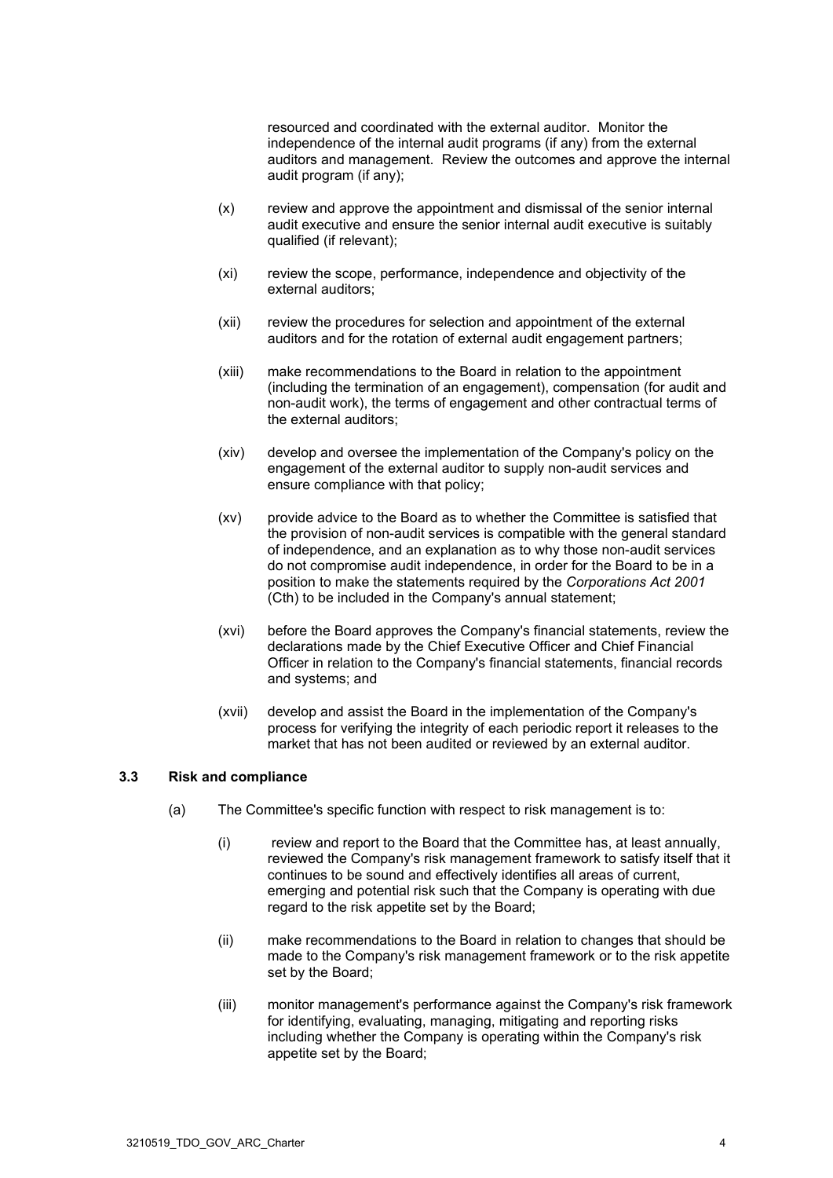resourced and coordinated with the external auditor. Monitor the independence of the internal audit programs (if any) from the external auditors and management. Review the outcomes and approve the internal audit program (if any);

(x) review and approve the appointment and dismissal of the senior internal audit executive and ensure the senior internal audit executive is suitably qualified (if relevant);

(xi) review the scope, performance, independence and objectivity of the external auditors;

(xii) review the procedures for selection and appointment of the external auditors and for the rotation of external audit engagement partners;

(xiii) make recommendations to the Board in relation to the appointment (including the termination of an engagement), compensation (for audit and non-audit work), the terms of engagement and other contractual terms of the external auditors;

(xiv) develop and oversee the implementation of the Company's policy on the engagement of the external auditor to supply non-audit services and ensure compliance with that policy;

(xv) provide advice to the Board as to whether the Committee is satisfied that the provision of non-audit services is compatible with the general standard of independence, and an explanation as to why those non-audit services do not compromise audit independence, in order for the Board to be in a position to make the statements required by the *Corporations Act 2001* (Cth) to be included in the Company's annual statement;

(xvi) before the Board approves the Company's financial statements, review the declarations made by the Chief Executive Officer and Chief Financial Officer in relation to the Company's financial statements, financial records and systems; and

(xvii) develop and assist the Board in the implementation of the Company's process for verifying the integrity of each periodic report it releases to the market that has not been audited or reviewed by an external auditor.

### 3.3 Risk and compliance

(a) The Committee's specific function with respect to risk management is to:

(i) review and report to the Board that the Committee has, at least annually, reviewed the Company's risk management framework to satisfy itself that it continues to be sound and effectively identifies all areas of current, emerging and potential risk such that the Company is operating with due regard to the risk appetite set by the Board;

(ii) make recommendations to the Board in relation to changes that should be made to the Company's risk management framework or to the risk appetite set by the Board;

(iii) monitor management's performance against the Company's risk framework for identifying, evaluating, managing, mitigating and reporting risks including whether the Company is operating within the Company's risk appetite set by the Board;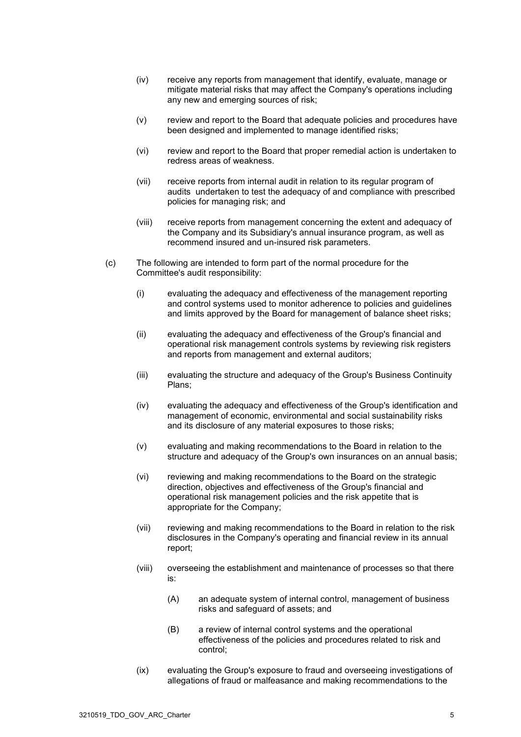(iv) receive any reports from management that identify, evaluate, manage or mitigate material risks that may affect the Company's operations including any new and emerging sources of risk;

(v) review and report to the Board that adequate policies and procedures have been designed and implemented to manage identified risks;

(vi) review and report to the Board that proper remedial action is undertaken to redress areas of weakness.

(vii) receive reports from internal audit in relation to its regular program of audits undertaken to test the adequacy of and compliance with prescribed policies for managing risk; and

(viii) receive reports from management concerning the extent and adequacy of the Company and its Subsidiary's annual insurance program, as well as recommend insured and un-insured risk parameters.

(c) The following are intended to form part of the normal procedure for the Committee's audit responsibility:

(i) evaluating the adequacy and effectiveness of the management reporting and control systems used to monitor adherence to policies and guidelines and limits approved by the Board for management of balance sheet risks;

(ii) evaluating the adequacy and effectiveness of the Group's financial and operational risk management controls systems by reviewing risk registers and reports from management and external auditors;

(iii) evaluating the structure and adequacy of the Group's Business Continuity Plans;

(iv) evaluating the adequacy and effectiveness of the Group's identification and management of economic, environmental and social sustainability risks and its disclosure of any material exposures to those risks;

(v) evaluating and making recommendations to the Board in relation to the structure and adequacy of the Group's own insurances on an annual basis;

(vi) reviewing and making recommendations to the Board on the strategic direction, objectives and effectiveness of the Group's financial and operational risk management policies and the risk appetite that is appropriate for the Company;

(vii) reviewing and making recommendations to the Board in relation to the risk disclosures in the Company's operating and financial review in its annual report;

(viii) overseeing the establishment and maintenance of processes so that there is:

(A) an adequate system of internal control, management of business risks and safeguard of assets; and

(B) a review of internal control systems and the operational effectiveness of the policies and procedures related to risk and control;

(ix) evaluating the Group's exposure to fraud and overseeing investigations of allegations of fraud or malfeasance and making recommendations to the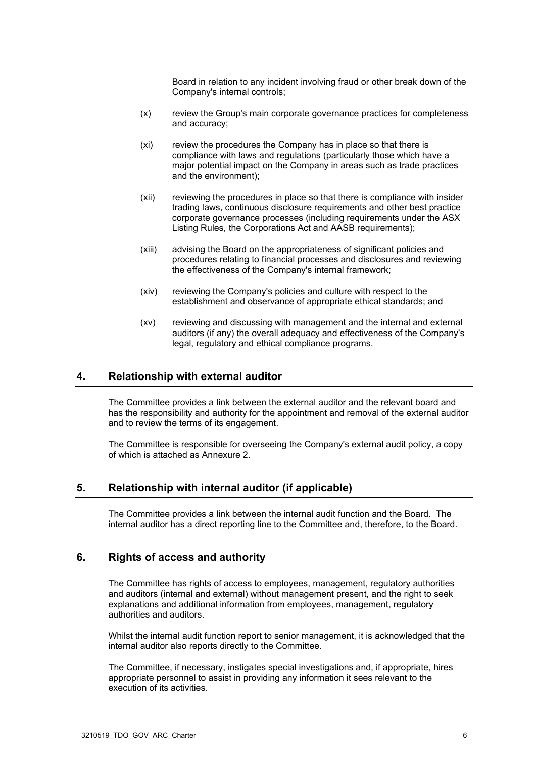Board in relation to any incident involving fraud or other break down of the Company's internal controls;

(x) review the Group's main corporate governance practices for completeness and accuracy;

(xi) review the procedures the Company has in place so that there is compliance with laws and regulations (particularly those which have a major potential impact on the Company in areas such as trade practices and the environment);

(xii) reviewing the procedures in place so that there is compliance with insider trading laws, continuous disclosure requirements and other best practice corporate governance processes (including requirements under the ASX Listing Rules, the Corporations Act and AASB requirements);

(xiii) advising the Board on the appropriateness of significant policies and procedures relating to financial processes and disclosures and reviewing the effectiveness of the Company's internal framework;

(xiv) reviewing the Company's policies and culture with respect to the establishment and observance of appropriate ethical standards; and

(xv) reviewing and discussing with management and the internal and external auditors (if any) the overall adequacy and effectiveness of the Company's legal, regulatory and ethical compliance programs.

## 4. Relationship with external auditor

The Committee provides a link between the external auditor and the relevant board and has the responsibility and authority for the appointment and removal of the external auditor and to review the terms of its engagement.

The Committee is responsible for overseeing the Company's external audit policy, a copy of which is attached as Annexure 2.

## 5. Relationship with internal auditor (if applicable)

The Committee provides a link between the internal audit function and the Board. The internal auditor has a direct reporting line to the Committee and, therefore, to the Board.

## 6. Rights of access and authority

The Committee has rights of access to employees, management, regulatory authorities and auditors (internal and external) without management present, and the right to seek explanations and additional information from employees, management, regulatory authorities and auditors.

Whilst the internal audit function report to senior management, it is acknowledged that the internal auditor also reports directly to the Committee.

The Committee, if necessary, instigates special investigations and, if appropriate, hires appropriate personnel to assist in providing any information it sees relevant to the execution of its activities.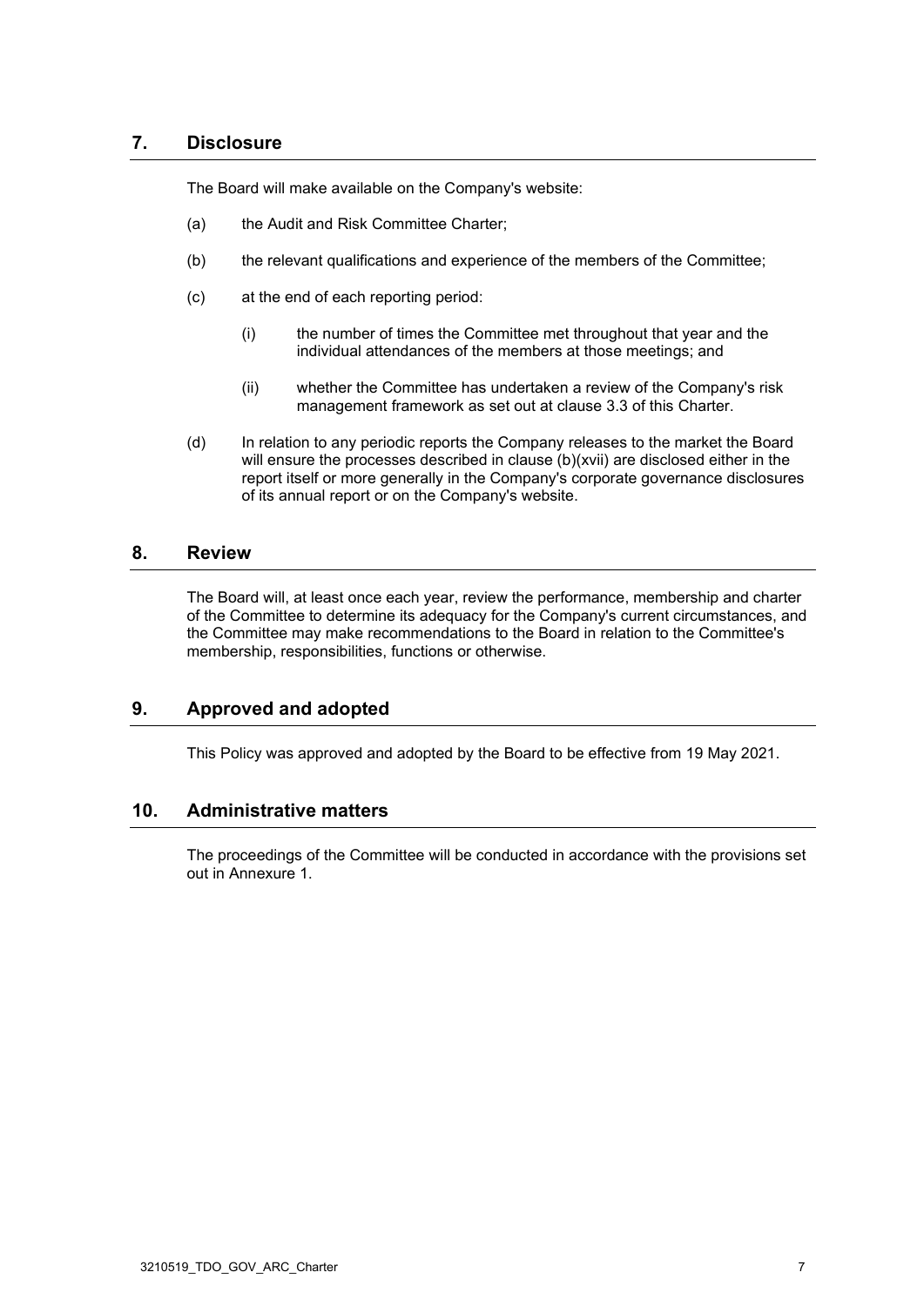## 7. Disclosure

The Board will make available on the Company's website:

(a) the Audit and Risk Committee Charter;

(b) the relevant qualifications and experience of the members of the Committee;

(c) at the end of each reporting period:

(i) the number of times the Committee met throughout that year and the individual attendances of the members at those meetings; and

(ii) whether the Committee has undertaken a review of the Company's risk management framework as set out at clause 3.3 of this Charter.

(d) In relation to any periodic reports the Company releases to the market the Board will ensure the processes described in clause (b)(xvii) are disclosed either in the report itself or more generally in the Company's corporate governance disclosures of its annual report or on the Company's website.

## 8. Review

The Board will, at least once each year, review the performance, membership and charter of the Committee to determine its adequacy for the Company's current circumstances, and the Committee may make recommendations to the Board in relation to the Committee's membership, responsibilities, functions or otherwise.

## 9. Approved and adopted

This Policy was approved and adopted by the Board to be effective from 19 May 2021.

## 10. Administrative matters

The proceedings of the Committee will be conducted in accordance with the provisions set out in Annexure 1.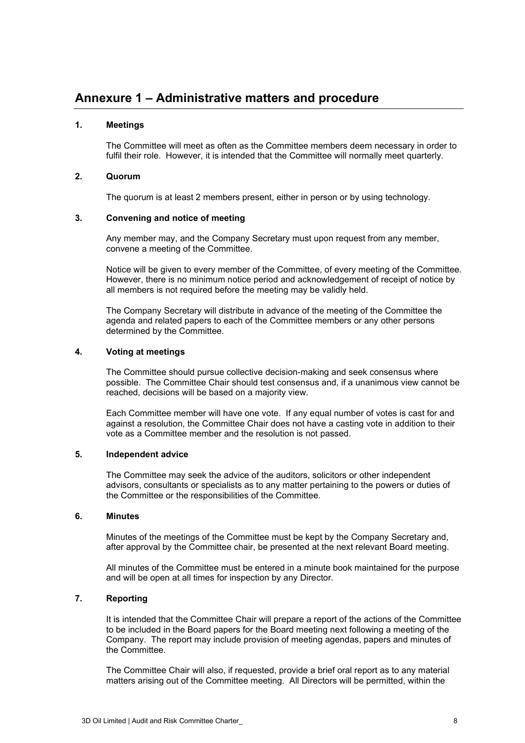# Annexure 1 – Administrative matters and procedure

## 1. Meetings

The Committee will meet as often as the Committee members deem necessary in order to fulfil their role. However, it is intended that the Committee will normally meet quarterly.

## 2. Quorum

The quorum is at least 2 members present, either in person or by using technology.

## 3. Convening and notice of meeting

Any member may, and the Company Secretary must upon request from any member, convene a meeting of the Committee.

Notice will be given to every member of the Committee, of every meeting of the Committee. However, there is no minimum notice period and acknowledgement of receipt of notice by all members is not required before the meeting may be validly held.

The Company Secretary will distribute in advance of the meeting of the Committee the agenda and related papers to each of the Committee members or any other persons determined by the Committee.

## 4. Voting at meetings

The Committee should pursue collective decision-making and seek consensus where possible. The Committee Chair should test consensus and, if a unanimous view cannot be reached, decisions will be based on a majority view.

Each Committee member will have one vote. If any equal number of votes is cast for and against a resolution, the Committee Chair does not have a casting vote in addition to their vote as a Committee member and the resolution is not passed.

## 5. Independent advice

The Committee may seek the advice of the auditors, solicitors or other independent advisors, consultants or specialists as to any matter pertaining to the powers or duties of the Committee or the responsibilities of the Committee.

## 6. Minutes

Minutes of the meetings of the Committee must be kept by the Company Secretary and, after approval by the Committee chair, be presented at the next relevant Board meeting.

All minutes of the Committee must be entered in a minute book maintained for the purpose and will be open at all times for inspection by any Director.

## 7. Reporting

It is intended that the Committee Chair will prepare a report of the actions of the Committee to be included in the Board papers for the Board meeting next following a meeting of the Company. The report may include provision of meeting agendas, papers and minutes of the Committee.

The Committee Chair will also, if requested, provide a brief oral report as to any material matters arising out of the Committee meeting. All Directors will be permitted, within the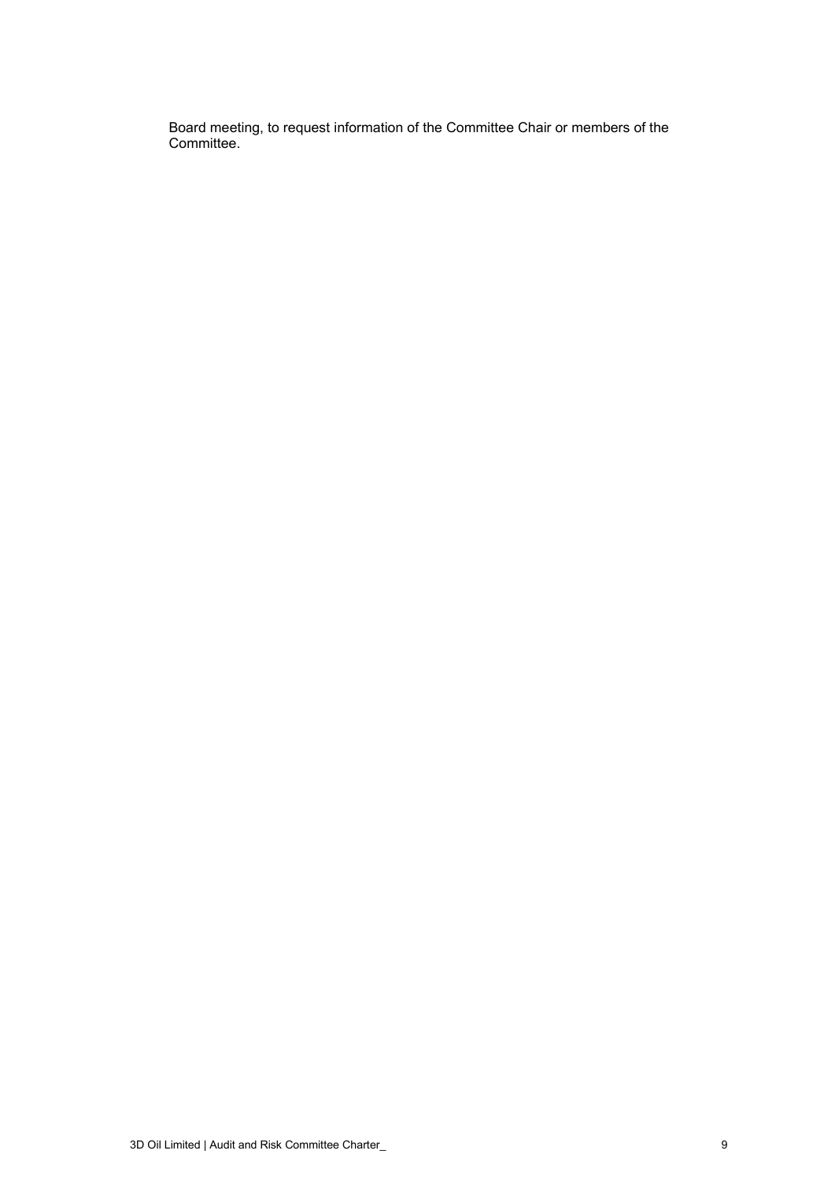Board meeting, to request information of the Committee Chair or members of the Committee.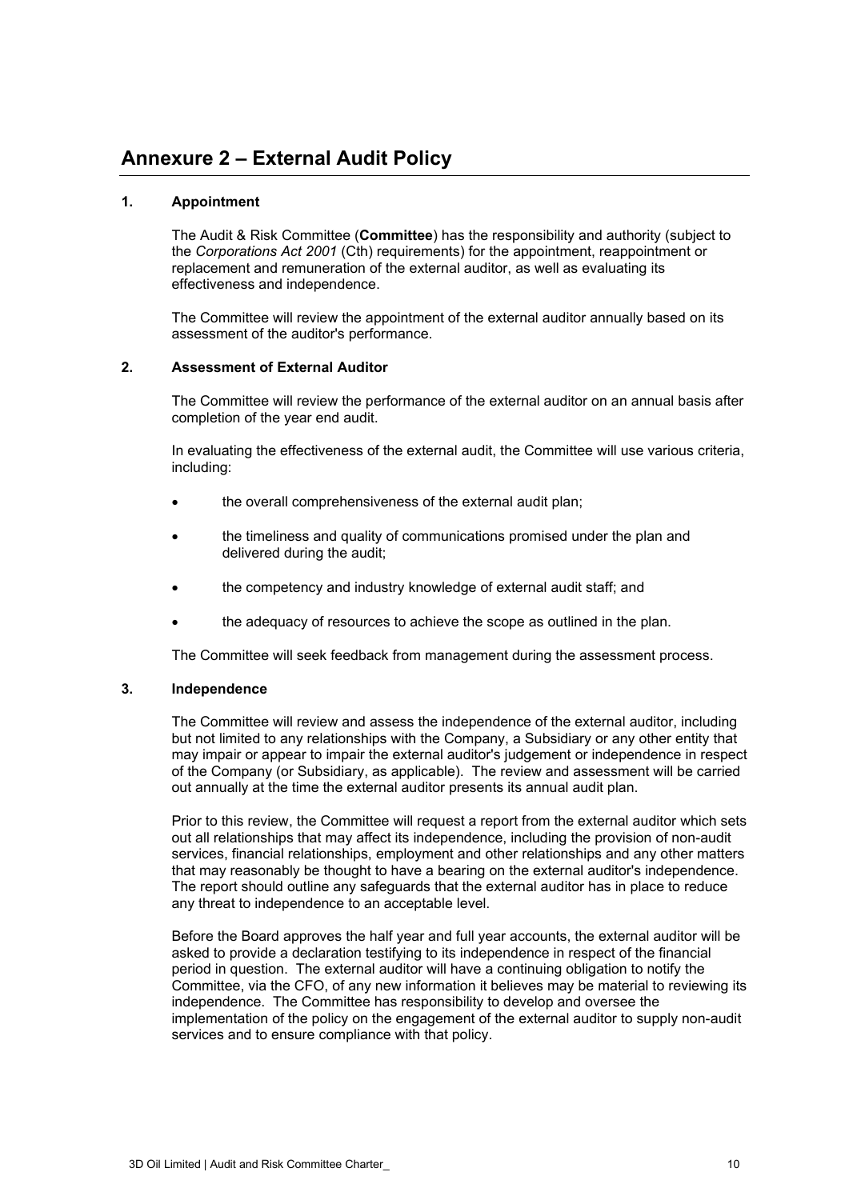# Annexure 2 – External Audit Policy

## 1. Appointment

The Audit & Risk Committee (**Committee**) has the responsibility and authority (subject to the *Corporations Act 2001* (Cth) requirements) for the appointment, reappointment or replacement and remuneration of the external auditor, as well as evaluating its effectiveness and independence.

The Committee will review the appointment of the external auditor annually based on its assessment of the auditor's performance.

## 2. Assessment of External Auditor

The Committee will review the performance of the external auditor on an annual basis after completion of the year end audit.

In evaluating the effectiveness of the external audit, the Committee will use various criteria, including:

- the overall comprehensiveness of the external audit plan;
- the timeliness and quality of communications promised under the plan and delivered during the audit;
- the competency and industry knowledge of external audit staff; and
- the adequacy of resources to achieve the scope as outlined in the plan.

The Committee will seek feedback from management during the assessment process.

## 3. Independence

The Committee will review and assess the independence of the external auditor, including but not limited to any relationships with the Company, a Subsidiary or any other entity that may impair or appear to impair the external auditor's judgement or independence in respect of the Company (or Subsidiary, as applicable). The review and assessment will be carried out annually at the time the external auditor presents its annual audit plan.

Prior to this review, the Committee will request a report from the external auditor which sets out all relationships that may affect its independence, including the provision of non-audit services, financial relationships, employment and other relationships and any other matters that may reasonably be thought to have a bearing on the external auditor's independence. The report should outline any safeguards that the external auditor has in place to reduce any threat to independence to an acceptable level.

Before the Board approves the half year and full year accounts, the external auditor will be asked to provide a declaration testifying to its independence in respect of the financial period in question. The external auditor will have a continuing obligation to notify the Committee, via the CFO, of any new information it believes may be material to reviewing its independence. The Committee has responsibility to develop and oversee the implementation of the policy on the engagement of the external auditor to supply non-audit services and to ensure compliance with that policy.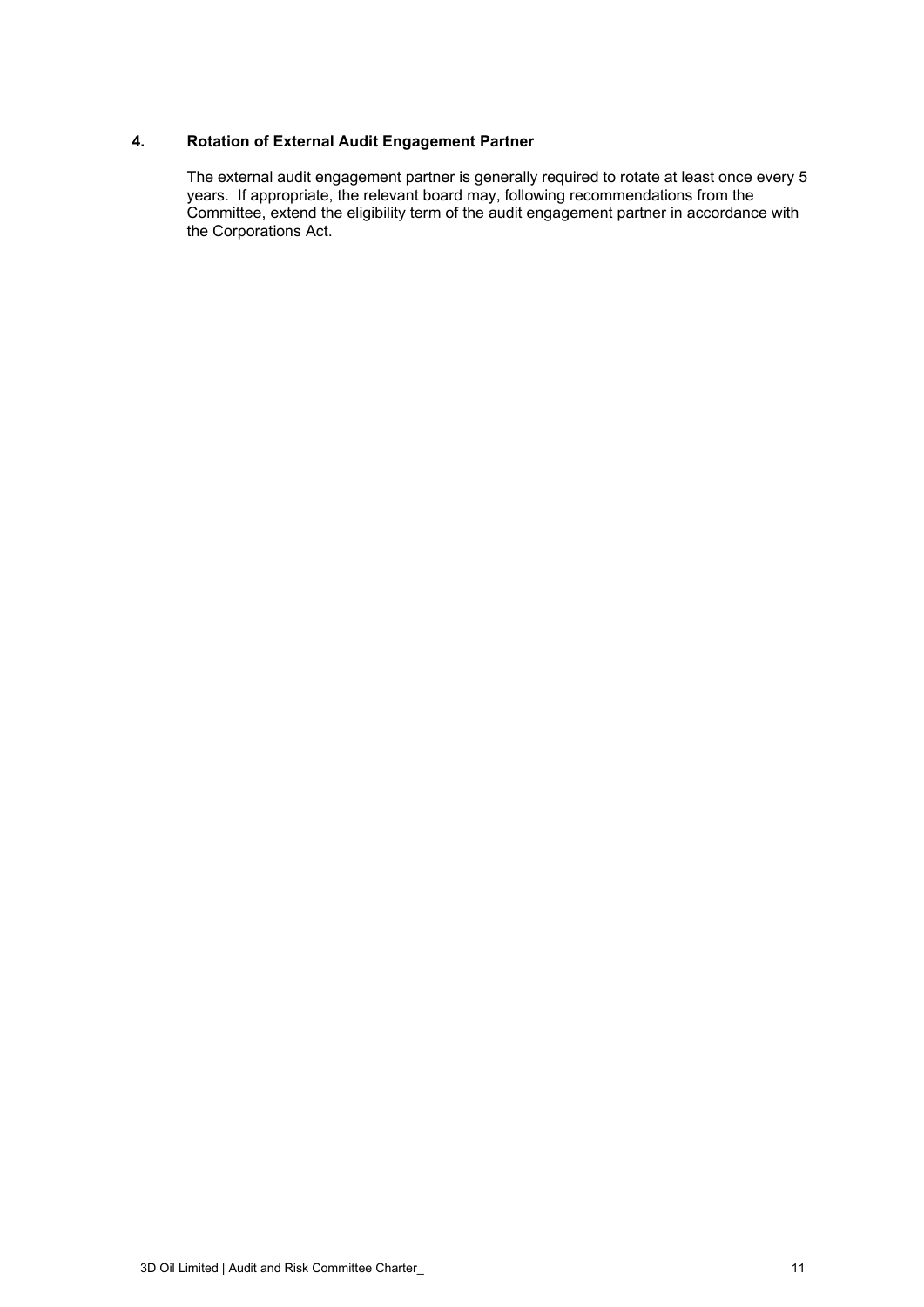## 4. Rotation of External Audit Engagement Partner

The external audit engagement partner is generally required to rotate at least once every 5 years. If appropriate, the relevant board may, following recommendations from the Committee, extend the eligibility term of the audit engagement partner in accordance with the Corporations Act.